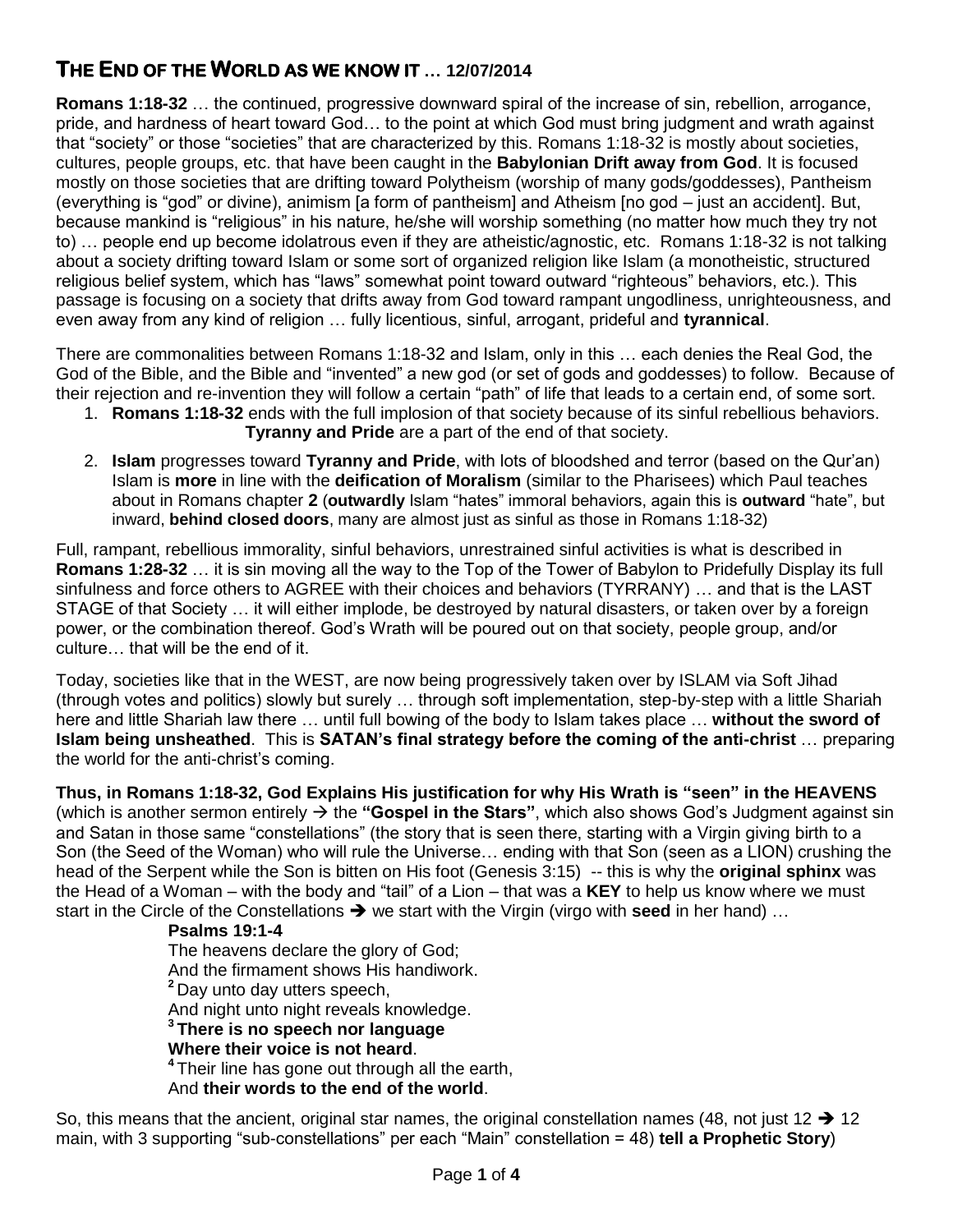# THE END OF THE WORLD AS WE KNOW IT … 12/07/2014

**Romans 1:18-32** … the continued, progressive downward spiral of the increase of sin, rebellion, arrogance, pride, and hardness of heart toward God… to the point at which God must bring judgment and wrath against that "society" or those "societies" that are characterized by this. Romans 1:18-32 is mostly about societies, cultures, people groups, etc. that have been caught in the **Babylonian Drift away from God**. It is focused mostly on those societies that are drifting toward Polytheism (worship of many gods/goddesses), Pantheism (everything is "god" or divine), animism [a form of pantheism] and Atheism [no god – just an accident]. But, because mankind is "religious" in his nature, he/she will worship something (no matter how much they try not to) … people end up become idolatrous even if they are atheistic/agnostic, etc. Romans 1:18-32 is not talking about a society drifting toward Islam or some sort of organized religion like Islam (a monotheistic, structured religious belief system, which has "laws" somewhat point toward outward "righteous" behaviors, etc.). This passage is focusing on a society that drifts away from God toward rampant ungodliness, unrighteousness, and even away from any kind of religion … fully licentious, sinful, arrogant, prideful and **tyrannical**.

There are commonalities between Romans 1:18-32 and Islam, only in this … each denies the Real God, the God of the Bible, and the Bible and "invented" a new god (or set of gods and goddesses) to follow. Because of their rejection and re-invention they will follow a certain "path" of life that leads to a certain end, of some sort.

1. **Romans 1:18-32** ends with the full implosion of that society because of its sinful rebellious behaviors. **Tyranny and Pride** are a part of the end of that society.
2. **Islam** progresses toward **Tyranny and Pride**, with lots of bloodshed and terror (based on the Qur'an) Islam is **more** in line with the **deification of Moralism** (similar to the Pharisees) which Paul teaches about in Romans chapter **2** (**outwardly** Islam "hates" immoral behaviors, again this is **outward** "hate", but inward, **behind closed doors**, many are almost just as sinful as those in Romans 1:18-32)

Full, rampant, rebellious immorality, sinful behaviors, unrestrained sinful activities is what is described in **Romans 1:28-32** … it is sin moving all the way to the Top of the Tower of Babylon to Pridefully Display its full sinfulness and force others to AGREE with their choices and behaviors (TYRRANY) … and that is the LAST STAGE of that Society … it will either implode, be destroyed by natural disasters, or taken over by a foreign power, or the combination thereof. God's Wrath will be poured out on that society, people group, and/or culture… that will be the end of it.

Today, societies like that in the WEST, are now being progressively taken over by ISLAM via Soft Jihad (through votes and politics) slowly but surely … through soft implementation, step-by-step with a little Shariah here and little Shariah law there … until full bowing of the body to Islam takes place … **without the sword of Islam being unsheathed**. This is **SATAN's final strategy before the coming of the anti-christ** … preparing the world for the anti-christ's coming.

**Thus, in Romans 1:18-32, God Explains His justification for why His Wrath is "seen" in the HEAVENS** (which is another sermon entirely → the **"Gospel in the Stars"**, which also shows God's Judgment against sin and Satan in those same "constellations" (the story that is seen there, starting with a Virgin giving birth to a Son (the Seed of the Woman) who will rule the Universe… ending with that Son (seen as a LION) crushing the head of the Serpent while the Son is bitten on His foot (Genesis 3:15) -- this is why the **original sphinx** was the Head of a Woman – with the body and "tail" of a Lion – that was a **KEY** to help us know where we must start in the Circle of the Constellations ➔ we start with the Virgin (virgo with **seed** in her hand) …

> **Psalms 19:1-4**
> The heavens declare the glory of God;
> And the firmament shows His handiwork.
> [2] Day unto day utters speech,
> And night unto night reveals knowledge.
> [3] **There is no speech nor language**
> **Where their voice is not heard**.
> [4] Their line has gone out through all the earth,
> And **their words to the end of the world**.

So, this means that the ancient, original star names, the original constellation names (48, not just 12 ➔ 12 main, with 3 supporting "sub-constellations" per each "Main" constellation = 48) **tell a Prophetic Story**)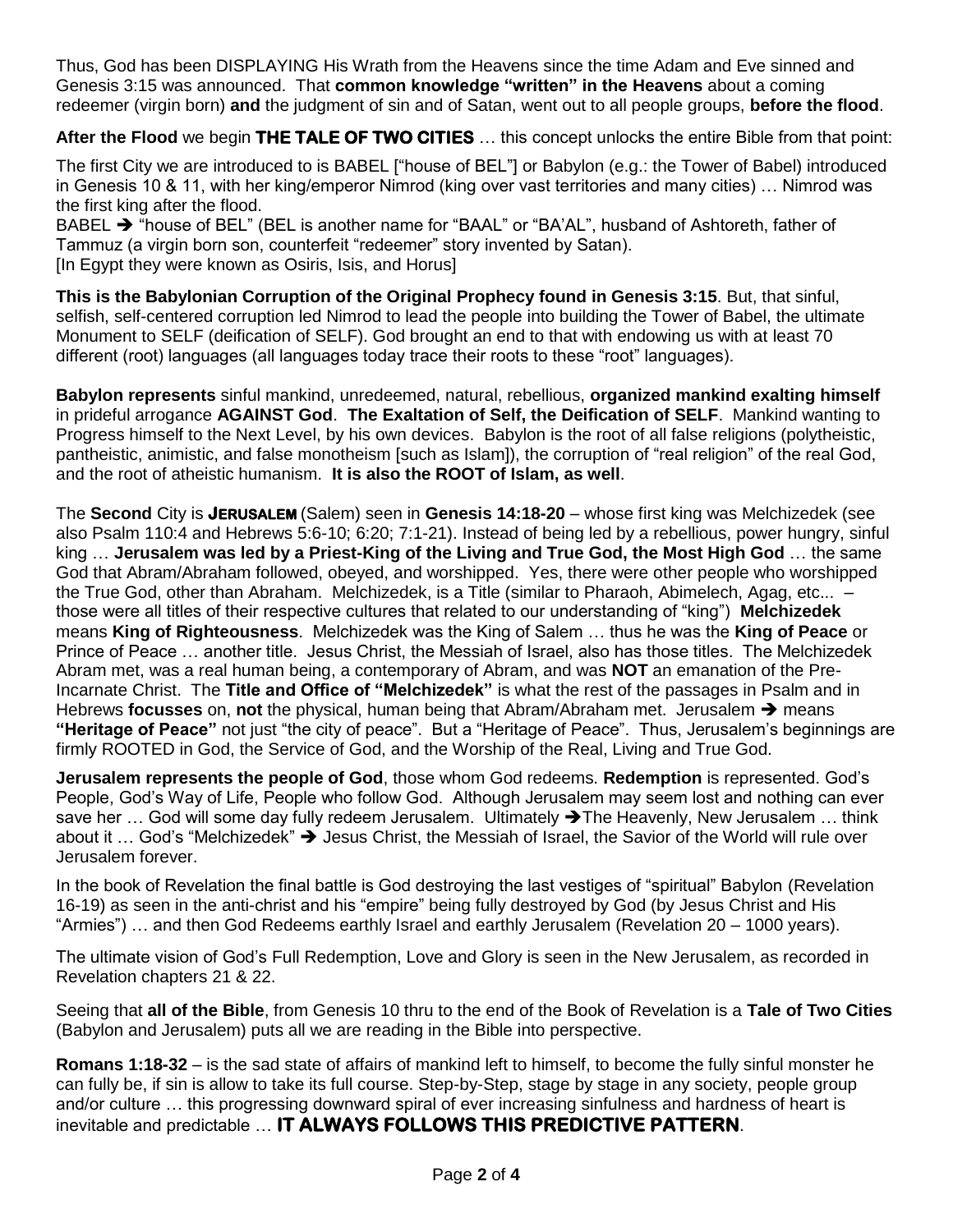Thus, God has been DISPLAYING His Wrath from the Heavens since the time Adam and Eve sinned and Genesis 3:15 was announced. That **common knowledge "written" in the Heavens** about a coming redeemer (virgin born) **and** the judgment of sin and of Satan, went out to all people groups, **before the flood**.

**After the Flood** we begin **THE TALE OF TWO CITIES** … this concept unlocks the entire Bible from that point:

The first City we are introduced to is BABEL ["house of BEL"] or Babylon (e.g.: the Tower of Babel) introduced in Genesis 10 & 11, with her king/emperor Nimrod (king over vast territories and many cities) … Nimrod was the first king after the flood.
BABEL ➔ "house of BEL" (BEL is another name for "BAAL" or "BA'AL", husband of Ashtoreth, father of Tammuz (a virgin born son, counterfeit "redeemer" story invented by Satan).
[In Egypt they were known as Osiris, Isis, and Horus]

**This is the Babylonian Corruption of the Original Prophecy found in Genesis 3:15**. But, that sinful, selfish, self-centered corruption led Nimrod to lead the people into building the Tower of Babel, the ultimate Monument to SELF (deification of SELF). God brought an end to that with endowing us with at least 70 different (root) languages (all languages today trace their roots to these "root" languages).

**Babylon represents** sinful mankind, unredeemed, natural, rebellious, **organized mankind exalting himself** in prideful arrogance **AGAINST God**. **The Exaltation of Self, the Deification of SELF**. Mankind wanting to Progress himself to the Next Level, by his own devices. Babylon is the root of all false religions (polytheistic, pantheistic, animistic, and false monotheism [such as Islam]), the corruption of "real religion" of the real God, and the root of atheistic humanism. **It is also the ROOT of Islam, as well**.

The **Second** City is **JERUSALEM** (Salem) seen in **Genesis 14:18-20** – whose first king was Melchizedek (see also Psalm 110:4 and Hebrews 5:6-10; 6:20; 7:1-21). Instead of being led by a rebellious, power hungry, sinful king … **Jerusalem was led by a Priest-King of the Living and True God, the Most High God** … the same God that Abram/Abraham followed, obeyed, and worshipped. Yes, there were other people who worshipped the True God, other than Abraham. Melchizedek, is a Title (similar to Pharaoh, Abimelech, Agag, etc... – those were all titles of their respective cultures that related to our understanding of "king") **Melchizedek** means **King of Righteousness**. Melchizedek was the King of Salem … thus he was the **King of Peace** or Prince of Peace … another title. Jesus Christ, the Messiah of Israel, also has those titles. The Melchizedek Abram met, was a real human being, a contemporary of Abram, and was **NOT** an emanation of the Pre-Incarnate Christ. The **Title and Office of "Melchizedek"** is what the rest of the passages in Psalm and in Hebrews **focusses** on, **not** the physical, human being that Abram/Abraham met. Jerusalem ➔ means **"Heritage of Peace"** not just "the city of peace". But a "Heritage of Peace". Thus, Jerusalem's beginnings are firmly ROOTED in God, the Service of God, and the Worship of the Real, Living and True God.

**Jerusalem represents the people of God**, those whom God redeems. **Redemption** is represented. God's People, God's Way of Life, People who follow God. Although Jerusalem may seem lost and nothing can ever save her … God will some day fully redeem Jerusalem. Ultimately ➔The Heavenly, New Jerusalem … think about it … God's "Melchizedek" ➔ Jesus Christ, the Messiah of Israel, the Savior of the World will rule over Jerusalem forever.

In the book of Revelation the final battle is God destroying the last vestiges of "spiritual" Babylon (Revelation 16-19) as seen in the anti-christ and his "empire" being fully destroyed by God (by Jesus Christ and His "Armies") … and then God Redeems earthly Israel and earthly Jerusalem (Revelation 20 – 1000 years).

The ultimate vision of God's Full Redemption, Love and Glory is seen in the New Jerusalem, as recorded in Revelation chapters 21 & 22.

Seeing that **all of the Bible**, from Genesis 10 thru to the end of the Book of Revelation is a **Tale of Two Cities** (Babylon and Jerusalem) puts all we are reading in the Bible into perspective.

**Romans 1:18-32** – is the sad state of affairs of mankind left to himself, to become the fully sinful monster he can fully be, if sin is allow to take its full course. Step-by-Step, stage by stage in any society, people group and/or culture … this progressing downward spiral of ever increasing sinfulness and hardness of heart is inevitable and predictable … **IT ALWAYS FOLLOWS THIS PREDICTIVE PATTERN**.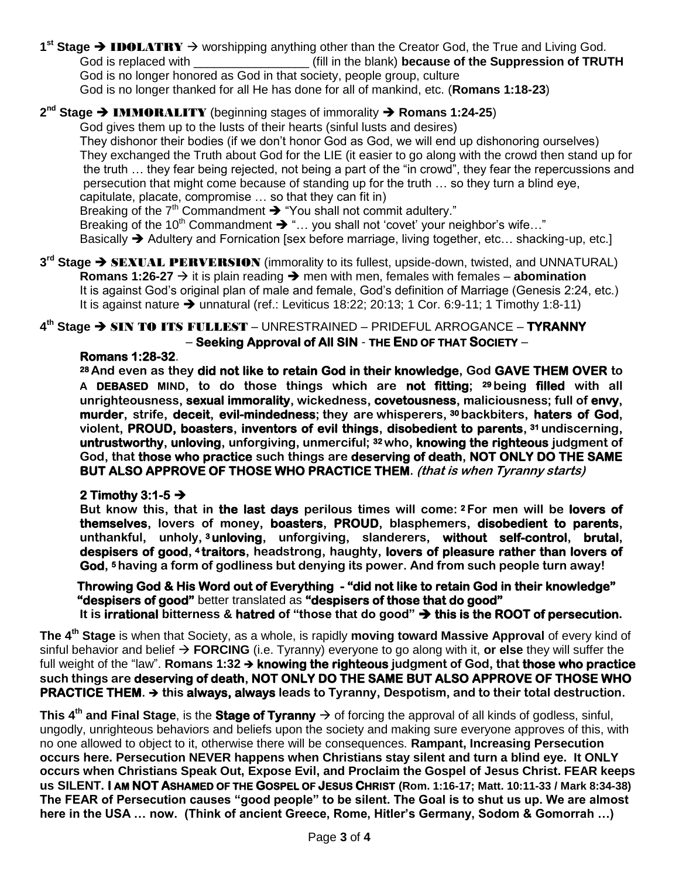**1st Stage ➔ IDOLATRY** → worshipping anything other than the Creator God, the True and Living God.

God is replaced with _________________ (fill in the blank) **because of the Suppression of TRUTH**
God is no longer honored as God in that society, people group, culture
God is no longer thanked for all He has done for all of mankind, etc. (**Romans 1:18-23**)

**2nd Stage ➔ IMMORALITY** (beginning stages of immorality ➔ **Romans 1:24-25**)

God gives them up to the lusts of their hearts (sinful lusts and desires)
They dishonor their bodies (if we don't honor God as God, we will end up dishonoring ourselves)
They exchanged the Truth about God for the LIE (it easier to go along with the crowd then stand up for the truth … they fear being rejected, not being a part of the "in crowd", they fear the repercussions and persecution that might come because of standing up for the truth … so they turn a blind eye, capitulate, placate, compromise … so that they can fit in)
Breaking of the 7th Commandment ➔ "You shall not commit adultery."
Breaking of the 10th Commandment ➔ "… you shall not 'covet' your neighbor's wife…"
Basically ➔ Adultery and Fornication [sex before marriage, living together, etc… shacking-up, etc.]

**3rd Stage ➔ SEXUAL PERVERSION** (immorality to its fullest, upside-down, twisted, and UNNATURAL)

**Romans 1:26-27** → it is plain reading ➔ men with men, females with females – **abomination**
It is against God's original plan of male and female, God's definition of Marriage (Genesis 2:24, etc.)
It is against nature ➔ unnatural (ref.: Leviticus 18:22; 20:13; 1 Cor. 6:9-11; 1 Timothy 1:8-11)

**4th Stage ➔ SIN TO ITS FULLEST** – UNRESTRAINED – PRIDEFUL ARROGANCE – **TYRANNY** – **Seeking Approval of All SIN** - **THE END OF THAT SOCIETY** –

**Romans 1:28-32**.

**28 And even as they did not like to retain God in their knowledge, God GAVE THEM OVER to A DEBASED MIND, to do those things which are not fitting; 29 being filled with all unrighteousness, sexual immorality, wickedness, covetousness, maliciousness; full of envy, murder, strife, deceit, evil-mindedness; they are whisperers, 30 backbiters, haters of God, violent, PROUD, boasters, inventors of evil things, disobedient to parents, 31 undiscerning, untrustworthy, unloving, unforgiving, unmerciful; 32 who, knowing the righteous judgment of God, that those who practice such things are deserving of death, NOT ONLY DO THE SAME BUT ALSO APPROVE OF THOSE WHO PRACTICE THEM.** ***(that is when Tyranny starts)***

**2 Timothy 3:1-5 ➔**

**But know this, that in the last days perilous times will come: 2 For men will be lovers of themselves, lovers of money, boasters, PROUD, blasphemers, disobedient to parents, unthankful, unholy, 3 unloving, unforgiving, slanderers, without self-control, brutal, despisers of good, 4 traitors, headstrong, haughty, lovers of pleasure rather than lovers of God, 5 having a form of godliness but denying its power. And from such people turn away!**

**Throwing God & His Word out of Everything - "did not like to retain God in their knowledge"**
**"despisers of good"** better translated as **"despisers of those that do good"**
**It is irrational bitterness & hatred of "those that do good" ➔ this is the ROOT of persecution.**

**The 4th Stage** is when that Society, as a whole, is rapidly **moving toward Massive Approval** of every kind of sinful behavior and belief → **FORCING** (i.e. Tyranny) everyone to go along with it, **or else** they will suffer the full weight of the "law". **Romans 1:32 ➔ knowing the righteous judgment of God, that those who practice such things are deserving of death, NOT ONLY DO THE SAME BUT ALSO APPROVE OF THOSE WHO PRACTICE THEM. ➔ this always, always leads to Tyranny, Despotism, and to their total destruction.**

**This 4th and Final Stage**, is the **Stage of Tyranny** → of forcing the approval of all kinds of godless, sinful, ungodly, unrighteous behaviors and beliefs upon the society and making sure everyone approves of this, with no one allowed to object to it, otherwise there will be consequences. **Rampant, Increasing Persecution occurs here. Persecution NEVER happens when Christians stay silent and turn a blind eye. It ONLY occurs when Christians Speak Out, Expose Evil, and Proclaim the Gospel of Jesus Christ. FEAR keeps us SILENT. I AM NOT ASHAMED OF THE GOSPEL OF JESUS CHRIST (Rom. 1:16-17; Matt. 10:11-33 / Mark 8:34-38) The FEAR of Persecution causes "good people" to be silent. The Goal is to shut us up. We are almost here in the USA … now. (Think of ancient Greece, Rome, Hitler's Germany, Sodom & Gomorrah …)**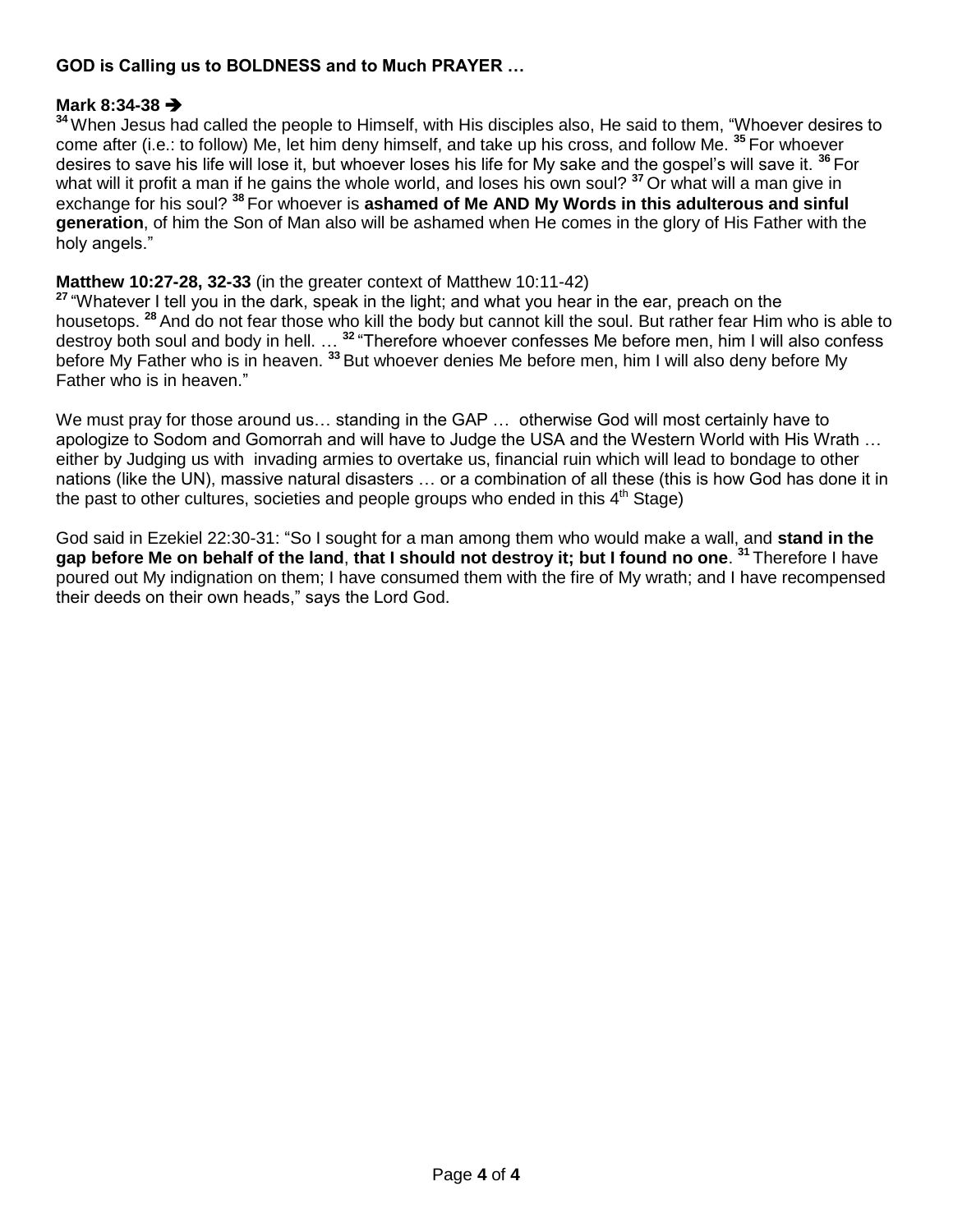**GOD is Calling us to BOLDNESS and to Much PRAYER …**

**Mark 8:34-38 ➔**
[34] When Jesus had called the people to Himself, with His disciples also, He said to them, “Whoever desires to come after (i.e.: to follow) Me, let him deny himself, and take up his cross, and follow Me. [35] For whoever desires to save his life will lose it, but whoever loses his life for My sake and the gospel’s will save it. [36] For what will it profit a man if he gains the whole world, and loses his own soul? [37] Or what will a man give in exchange for his soul? [38] For whoever is **ashamed of Me AND My Words in this adulterous and sinful generation**, of him the Son of Man also will be ashamed when He comes in the glory of His Father with the holy angels.”

**Matthew 10:27-28, 32-33** (in the greater context of Matthew 10:11-42)
[27] “Whatever I tell you in the dark, speak in the light; and what you hear in the ear, preach on the housetops. [28] And do not fear those who kill the body but cannot kill the soul. But rather fear Him who is able to destroy both soul and body in hell. … [32] “Therefore whoever confesses Me before men, him I will also confess before My Father who is in heaven. [33] But whoever denies Me before men, him I will also deny before My Father who is in heaven.”

We must pray for those around us… standing in the GAP … otherwise God will most certainly have to apologize to Sodom and Gomorrah and will have to Judge the USA and the Western World with His Wrath … either by Judging us with invading armies to overtake us, financial ruin which will lead to bondage to other nations (like the UN), massive natural disasters … or a combination of all these (this is how God has done it in the past to other cultures, societies and people groups who ended in this 4th Stage)

God said in Ezekiel 22:30-31: “So I sought for a man among them who would make a wall, and **stand in the gap before Me on behalf of the land**, **that I should not destroy it; but I found no one**. [31] Therefore I have poured out My indignation on them; I have consumed them with the fire of My wrath; and I have recompensed their deeds on their own heads,” says the Lord God.